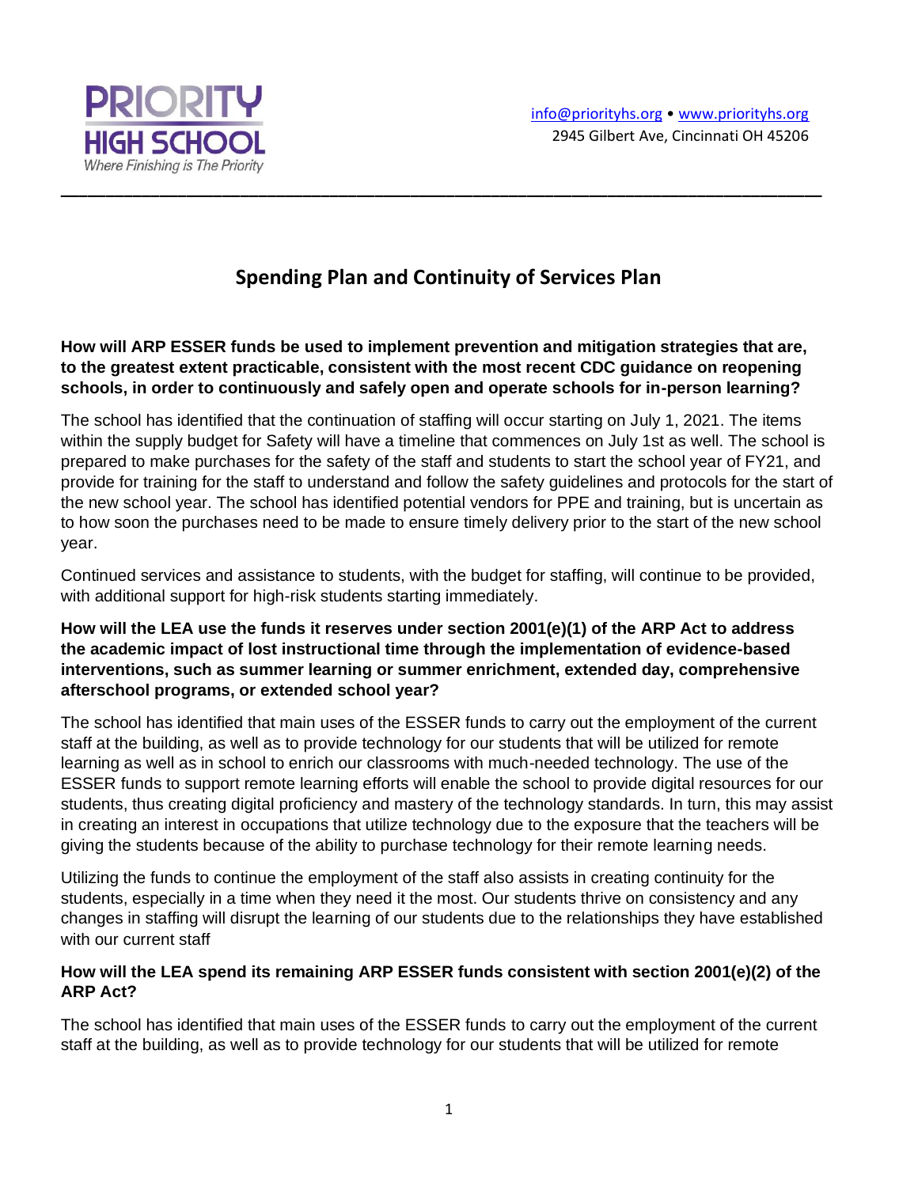**PRIORITY HIGH SCHOOL**
*Where Finishing is The Priority*

info@priorityhs.org • www.priorityhs.org
2945 Gilbert Ave, Cincinnati OH 45206

---

# Spending Plan and Continuity of Services Plan

**How will ARP ESSER funds be used to implement prevention and mitigation strategies that are, to the greatest extent practicable, consistent with the most recent CDC guidance on reopening schools, in order to continuously and safely open and operate schools for in-person learning?**

The school has identified that the continuation of staffing will occur starting on July 1, 2021. The items within the supply budget for Safety will have a timeline that commences on July 1st as well. The school is prepared to make purchases for the safety of the staff and students to start the school year of FY21, and provide for training for the staff to understand and follow the safety guidelines and protocols for the start of the new school year. The school has identified potential vendors for PPE and training, but is uncertain as to how soon the purchases need to be made to ensure timely delivery prior to the start of the new school year.

Continued services and assistance to students, with the budget for staffing, will continue to be provided, with additional support for high-risk students starting immediately.

**How will the LEA use the funds it reserves under section 2001(e)(1) of the ARP Act to address the academic impact of lost instructional time through the implementation of evidence-based interventions, such as summer learning or summer enrichment, extended day, comprehensive afterschool programs, or extended school year?**

The school has identified that main uses of the ESSER funds to carry out the employment of the current staff at the building, as well as to provide technology for our students that will be utilized for remote learning as well as in school to enrich our classrooms with much-needed technology. The use of the ESSER funds to support remote learning efforts will enable the school to provide digital resources for our students, thus creating digital proficiency and mastery of the technology standards. In turn, this may assist in creating an interest in occupations that utilize technology due to the exposure that the teachers will be giving the students because of the ability to purchase technology for their remote learning needs.

Utilizing the funds to continue the employment of the staff also assists in creating continuity for the students, especially in a time when they need it the most. Our students thrive on consistency and any changes in staffing will disrupt the learning of our students due to the relationships they have established with our current staff

**How will the LEA spend its remaining ARP ESSER funds consistent with section 2001(e)(2) of the ARP Act?**

The school has identified that main uses of the ESSER funds to carry out the employment of the current staff at the building, as well as to provide technology for our students that will be utilized for remote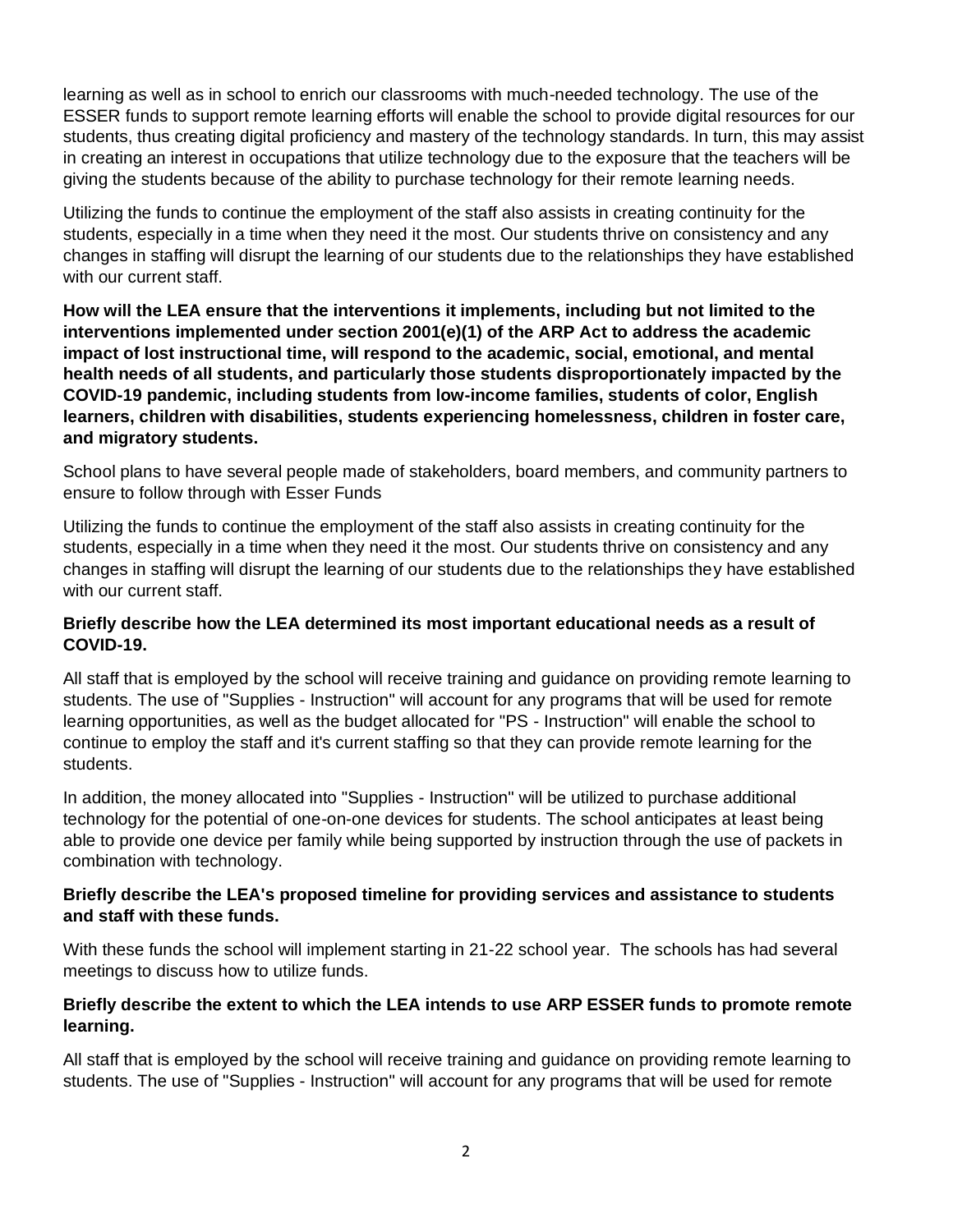learning as well as in school to enrich our classrooms with much-needed technology. The use of the ESSER funds to support remote learning efforts will enable the school to provide digital resources for our students, thus creating digital proficiency and mastery of the technology standards. In turn, this may assist in creating an interest in occupations that utilize technology due to the exposure that the teachers will be giving the students because of the ability to purchase technology for their remote learning needs.

Utilizing the funds to continue the employment of the staff also assists in creating continuity for the students, especially in a time when they need it the most. Our students thrive on consistency and any changes in staffing will disrupt the learning of our students due to the relationships they have established with our current staff.

**How will the LEA ensure that the interventions it implements, including but not limited to the interventions implemented under section 2001(e)(1) of the ARP Act to address the academic impact of lost instructional time, will respond to the academic, social, emotional, and mental health needs of all students, and particularly those students disproportionately impacted by the COVID-19 pandemic, including students from low-income families, students of color, English learners, children with disabilities, students experiencing homelessness, children in foster care, and migratory students.**

School plans to have several people made of stakeholders, board members, and community partners to ensure to follow through with Esser Funds

Utilizing the funds to continue the employment of the staff also assists in creating continuity for the students, especially in a time when they need it the most. Our students thrive on consistency and any changes in staffing will disrupt the learning of our students due to the relationships they have established with our current staff.

**Briefly describe how the LEA determined its most important educational needs as a result of COVID-19.**

All staff that is employed by the school will receive training and guidance on providing remote learning to students. The use of "Supplies - Instruction" will account for any programs that will be used for remote learning opportunities, as well as the budget allocated for "PS - Instruction" will enable the school to continue to employ the staff and it's current staffing so that they can provide remote learning for the students.

In addition, the money allocated into "Supplies - Instruction" will be utilized to purchase additional technology for the potential of one-on-one devices for students. The school anticipates at least being able to provide one device per family while being supported by instruction through the use of packets in combination with technology.

**Briefly describe the LEA's proposed timeline for providing services and assistance to students and staff with these funds.**

With these funds the school will implement starting in 21-22 school year. The schools has had several meetings to discuss how to utilize funds.

**Briefly describe the extent to which the LEA intends to use ARP ESSER funds to promote remote learning.**

All staff that is employed by the school will receive training and guidance on providing remote learning to students. The use of "Supplies - Instruction" will account for any programs that will be used for remote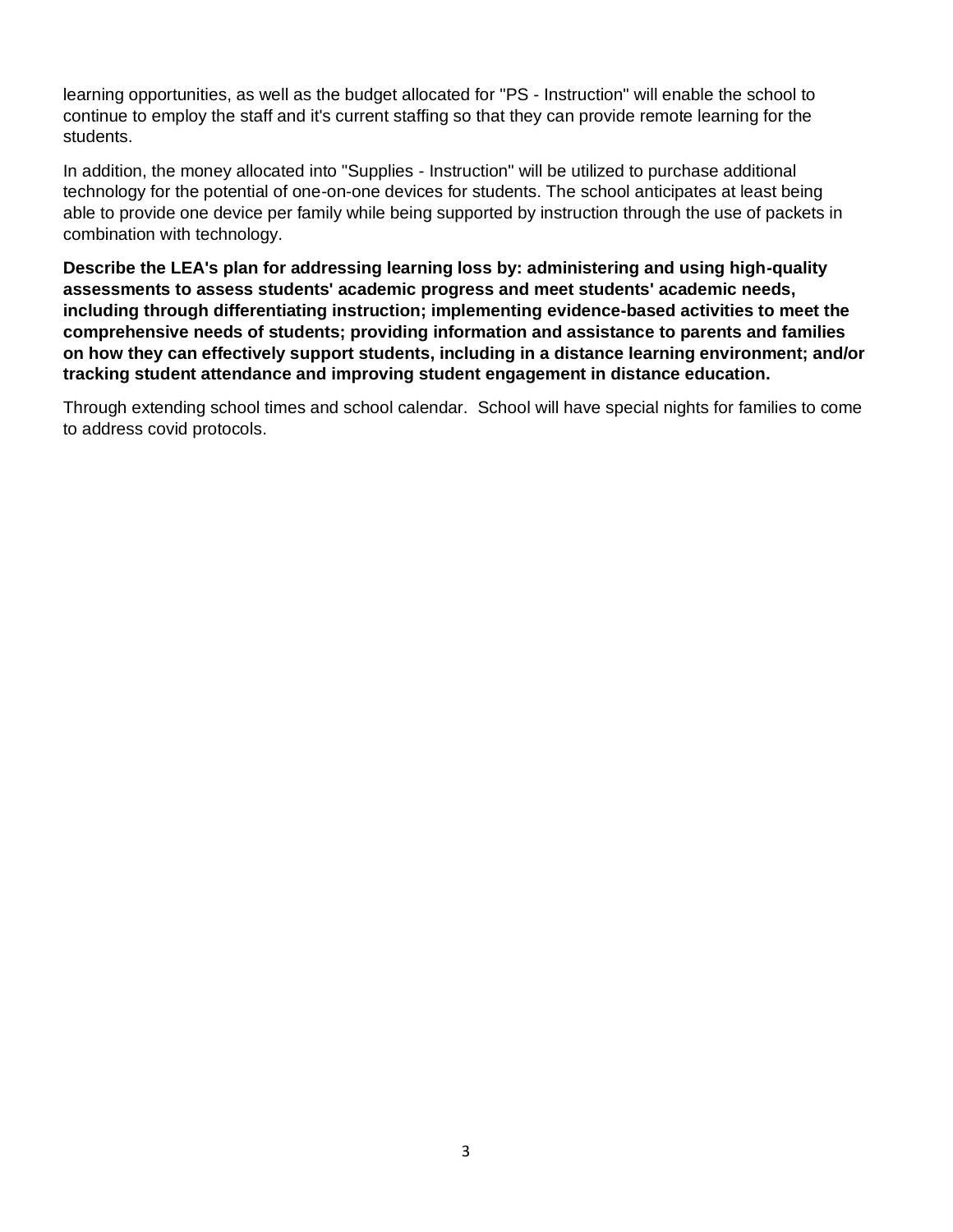learning opportunities, as well as the budget allocated for "PS - Instruction" will enable the school to continue to employ the staff and it's current staffing so that they can provide remote learning for the students.

In addition, the money allocated into "Supplies - Instruction" will be utilized to purchase additional technology for the potential of one-on-one devices for students. The school anticipates at least being able to provide one device per family while being supported by instruction through the use of packets in combination with technology.

**Describe the LEA's plan for addressing learning loss by: administering and using high-quality assessments to assess students' academic progress and meet students' academic needs, including through differentiating instruction; implementing evidence-based activities to meet the comprehensive needs of students; providing information and assistance to parents and families on how they can effectively support students, including in a distance learning environment; and/or tracking student attendance and improving student engagement in distance education.**

Through extending school times and school calendar.  School will have special nights for families to come to address covid protocols.